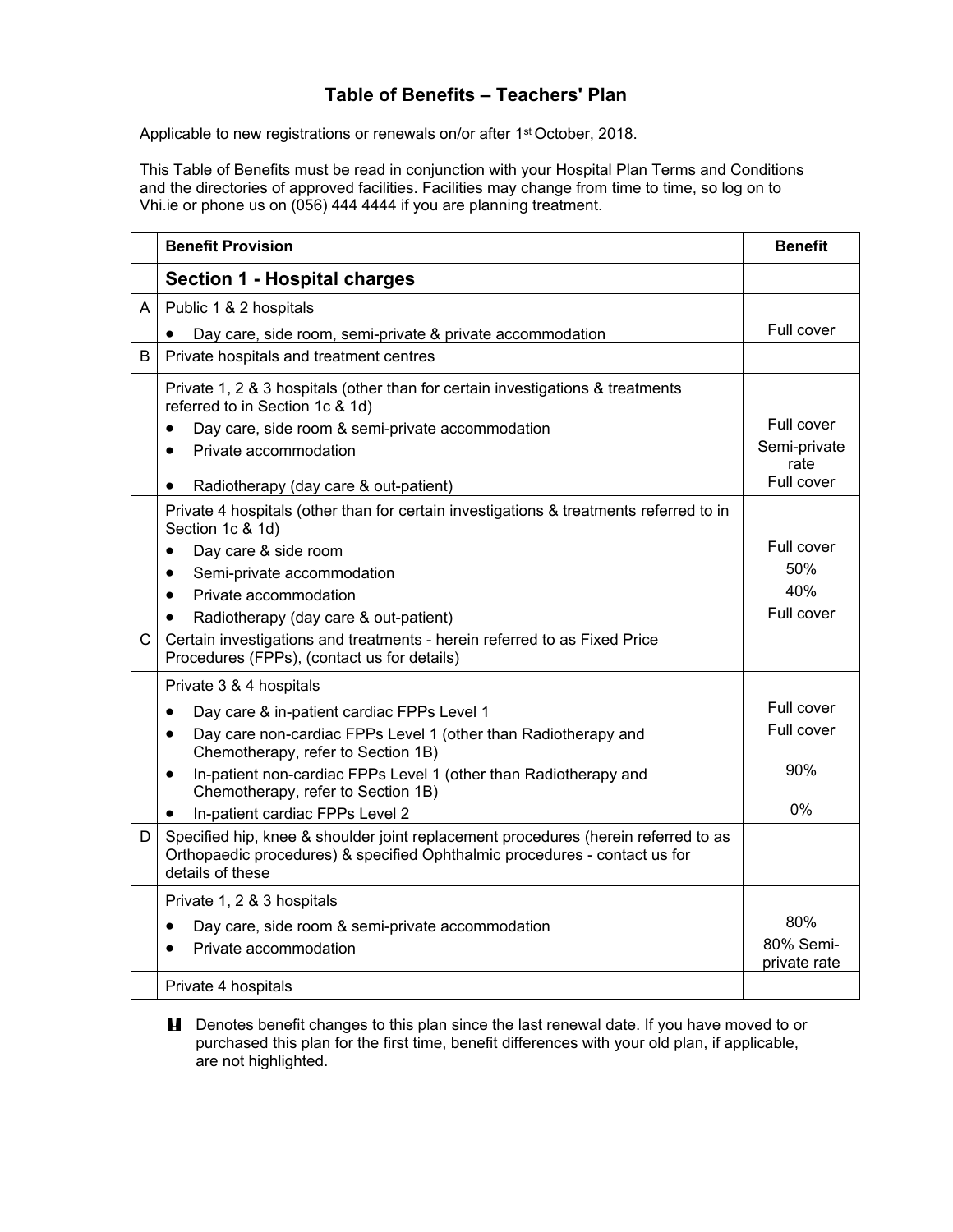# Table of Benefits – Teachers' Plan

Applicable to new registrations or renewals on/or after 1st October, 2018.

This Table of Benefits must be read in conjunction with your Hospital Plan Terms and Conditions and the directories of approved facilities. Facilities may change from time to time, so log on to Vhi.ie or phone us on (056) 444 4444 if you are planning treatment.

| | Benefit Provision | Benefit |
|---|---|---|
| | **Section 1 - Hospital charges** | |
| A | Public 1 & 2 hospitals<br>• Day care, side room, semi-private & private accommodation | Full cover |
| B | Private hospitals and treatment centres | |
| | Private 1, 2 & 3 hospitals (other than for certain investigations & treatments referred to in Section 1c & 1d)<br>• Day care, side room & semi-private accommodation<br>• Private accommodation<br>• Radiotherapy (day care & out-patient) | Full cover<br>Semi-private rate<br>Full cover |
| | Private 4 hospitals (other than for certain investigations & treatments referred to in Section 1c & 1d)<br>• Day care & side room<br>• Semi-private accommodation<br>• Private accommodation<br>• Radiotherapy (day care & out-patient) | Full cover<br>50%<br>40%<br>Full cover |
| C | Certain investigations and treatments - herein referred to as Fixed Price Procedures (FPPs), (contact us for details) | |
| | Private 3 & 4 hospitals<br>• Day care & in-patient cardiac FPPs Level 1<br>• Day care non-cardiac FPPs Level 1 (other than Radiotherapy and Chemotherapy, refer to Section 1B)<br>• In-patient non-cardiac FPPs Level 1 (other than Radiotherapy and Chemotherapy, refer to Section 1B)<br>• In-patient cardiac FPPs Level 2 | Full cover<br>Full cover<br>90%<br>0% |
| D | Specified hip, knee & shoulder joint replacement procedures (herein referred to as Orthopaedic procedures) & specified Ophthalmic procedures - contact us for details of these | |
| | Private 1, 2 & 3 hospitals<br>• Day care, side room & semi-private accommodation<br>• Private accommodation | 80%<br>80% Semi-private rate |
| | Private 4 hospitals | |

**!** Denotes benefit changes to this plan since the last renewal date. If you have moved to or purchased this plan for the first time, benefit differences with your old plan, if applicable, are not highlighted.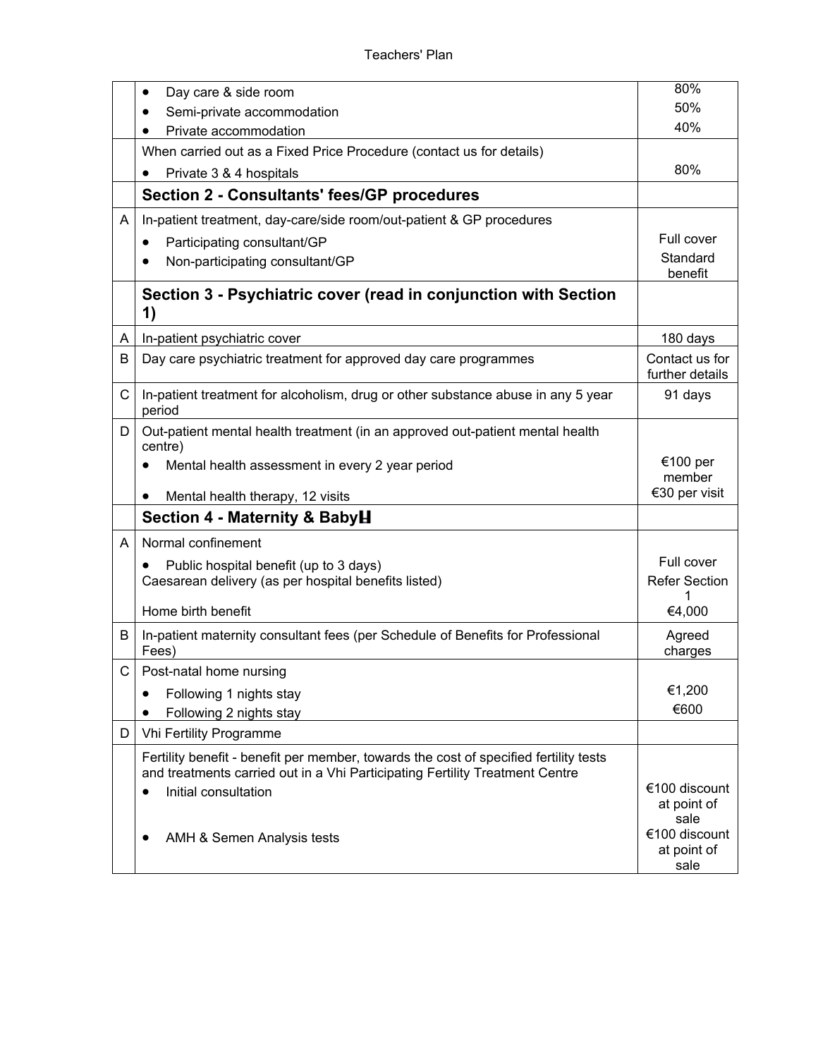| | | |
|---|---|---|
| | • Day care & side room<br>• Semi-private accommodation<br>• Private accommodation | 80%<br>50%<br>40% |
| | When carried out as a Fixed Price Procedure (contact us for details)<br>• Private 3 & 4 hospitals | 80% |
| | **Section 2 - Consultants' fees/GP procedures** | |
| A | In-patient treatment, day-care/side room/out-patient & GP procedures<br>• Participating consultant/GP<br>• Non-participating consultant/GP | Full cover<br>Standard benefit |
| | **Section 3 - Psychiatric cover (read in conjunction with Section 1)** | |
| A | In-patient psychiatric cover | 180 days |
| B | Day care psychiatric treatment for approved day care programmes | Contact us for further details |
| C | In-patient treatment for alcoholism, drug or other substance abuse in any 5 year period | 91 days |
| D | Out-patient mental health treatment (in an approved out-patient mental health centre)<br>• Mental health assessment in every 2 year period<br>• Mental health therapy, 12 visits | €100 per member<br>€30 per visit |
| | **Section 4 - Maternity & Baby** | |
| A | Normal confinement<br>• Public hospital benefit (up to 3 days)<br>Caesarean delivery (as per hospital benefits listed)<br>Home birth benefit | Full cover<br>Refer Section 1<br>€4,000 |
| B | In-patient maternity consultant fees (per Schedule of Benefits for Professional Fees) | Agreed charges |
| C | Post-natal home nursing<br>• Following 1 nights stay<br>• Following 2 nights stay | €1,200<br>€600 |
| D | Vhi Fertility Programme | |
| | Fertility benefit - benefit per member, towards the cost of specified fertility tests and treatments carried out in a Vhi Participating Fertility Treatment Centre<br>• Initial consultation<br>• AMH & Semen Analysis tests | €100 discount at point of sale<br>€100 discount at point of sale |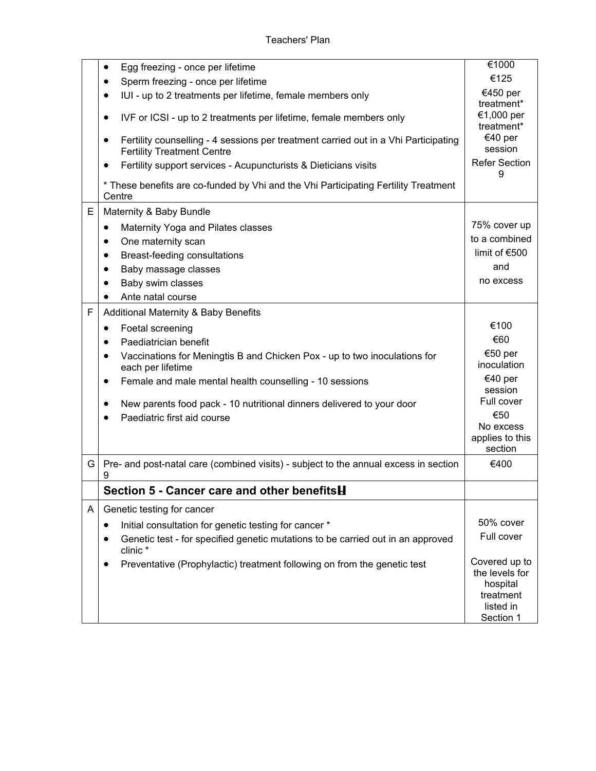| | | |
|---|---|---|
| | • Egg freezing - once per lifetime<br>• Sperm freezing - once per lifetime<br>• IUI - up to 2 treatments per lifetime, female members only<br>• IVF or ICSI - up to 2 treatments per lifetime, female members only<br>• Fertility counselling - 4 sessions per treatment carried out in a Vhi Participating Fertility Treatment Centre<br>• Fertility support services - Acupuncturists & Dieticians visits<br><br>* These benefits are co-funded by Vhi and the Vhi Participating Fertility Treatment Centre | €1000<br>€125<br>€450 per treatment*<br>€1,000 per treatment*<br>€40 per session<br>Refer Section 9 |
| E | Maternity & Baby Bundle<br>• Maternity Yoga and Pilates classes<br>• One maternity scan<br>• Breast-feeding consultations<br>• Baby massage classes<br>• Baby swim classes<br>• Ante natal course | 75% cover up to a combined limit of €500 and no excess |
| F | Additional Maternity & Baby Benefits<br>• Foetal screening<br>• Paediatrician benefit<br>• Vaccinations for Meningtis B and Chicken Pox - up to two inoculations for each per lifetime<br>• Female and male mental health counselling - 10 sessions<br>• New parents food pack - 10 nutritional dinners delivered to your door<br>• Paediatric first aid course | €100<br>€60<br>€50 per inoculation<br>€40 per session<br>Full cover<br>€50<br>No excess applies to this section |
| G | Pre- and post-natal care (combined visits) - subject to the annual excess in section 9 | €400 |
| | **Section 5 - Cancer care and other benefits** | |
| A | Genetic testing for cancer<br>• Initial consultation for genetic testing for cancer *<br>• Genetic test - for specified genetic mutations to be carried out in an approved clinic *<br>• Preventative (Prophylactic) treatment following on from the genetic test | 50% cover<br>Full cover<br>Covered up to the levels for hospital treatment listed in Section 1 |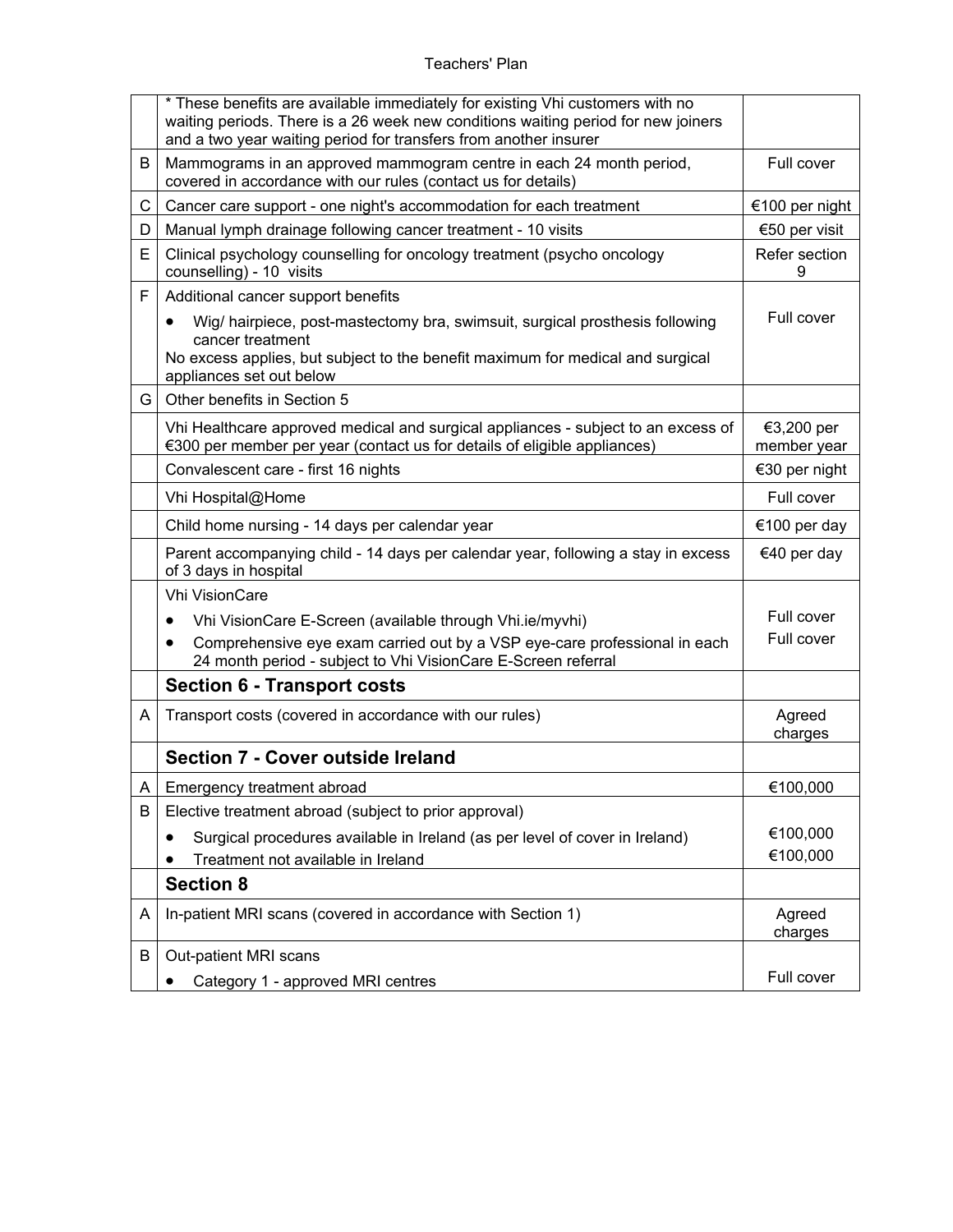| | | |
|---|---|---|
| | * These benefits are available immediately for existing Vhi customers with no waiting periods. There is a 26 week new conditions waiting period for new joiners and a two year waiting period for transfers from another insurer | |
| B | Mammograms in an approved mammogram centre in each 24 month period, covered in accordance with our rules (contact us for details) | Full cover |
| C | Cancer care support - one night's accommodation for each treatment | €100 per night |
| D | Manual lymph drainage following cancer treatment - 10 visits | €50 per visit |
| E | Clinical psychology counselling for oncology treatment (psycho oncology counselling) - 10 visits | Refer section 9 |
| F | Additional cancer support benefits<br>• Wig/ hairpiece, post-mastectomy bra, swimsuit, surgical prosthesis following cancer treatment<br>No excess applies, but subject to the benefit maximum for medical and surgical appliances set out below | Full cover |
| G | Other benefits in Section 5 | |
| | Vhi Healthcare approved medical and surgical appliances - subject to an excess of €300 per member per year (contact us for details of eligible appliances) | €3,200 per member year |
| | Convalescent care - first 16 nights | €30 per night |
| | Vhi Hospital@Home | Full cover |
| | Child home nursing - 14 days per calendar year | €100 per day |
| | Parent accompanying child - 14 days per calendar year, following a stay in excess of 3 days in hospital | €40 per day |
| | Vhi VisionCare<br>• Vhi VisionCare E-Screen (available through Vhi.ie/myvhi)<br>• Comprehensive eye exam carried out by a VSP eye-care professional in each 24 month period - subject to Vhi VisionCare E-Screen referral | Full cover<br>Full cover |
| | **Section 6 - Transport costs** | |
| A | Transport costs (covered in accordance with our rules) | Agreed charges |
| | **Section 7 - Cover outside Ireland** | |
| A | Emergency treatment abroad | €100,000 |
| B | Elective treatment abroad (subject to prior approval)<br>• Surgical procedures available in Ireland (as per level of cover in Ireland)<br>• Treatment not available in Ireland | €100,000<br>€100,000 |
| | **Section 8** | |
| A | In-patient MRI scans (covered in accordance with Section 1) | Agreed charges |
| B | Out-patient MRI scans<br>• Category 1 - approved MRI centres | Full cover |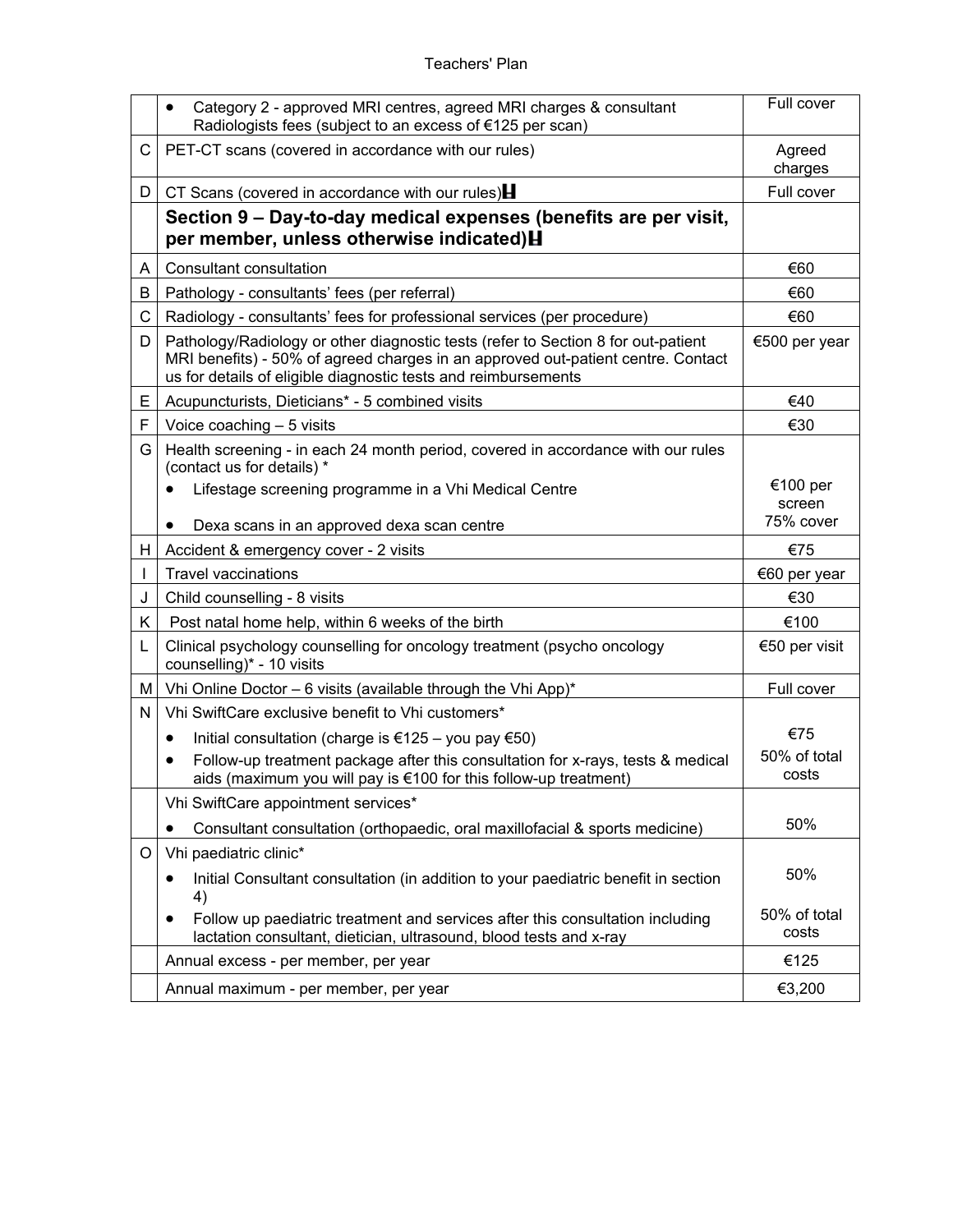| | | |
|---|---|---|
| | • Category 2 - approved MRI centres, agreed MRI charges & consultant Radiologists fees (subject to an excess of €125 per scan) | Full cover |
| C | PET-CT scans (covered in accordance with our rules) | Agreed charges |
| D | CT Scans (covered in accordance with our rules)H | Full cover |
| | **Section 9 – Day-to-day medical expenses (benefits are per visit, per member, unless otherwise indicated)H** | |
| A | Consultant consultation | €60 |
| B | Pathology - consultants' fees (per referral) | €60 |
| C | Radiology - consultants' fees for professional services (per procedure) | €60 |
| D | Pathology/Radiology or other diagnostic tests (refer to Section 8 for out-patient MRI benefits) - 50% of agreed charges in an approved out-patient centre. Contact us for details of eligible diagnostic tests and reimbursements | €500 per year |
| E | Acupuncturists, Dieticians* - 5 combined visits | €40 |
| F | Voice coaching – 5 visits | €30 |
| G | Health screening - in each 24 month period, covered in accordance with our rules (contact us for details) * <br>• Lifestage screening programme in a Vhi Medical Centre <br>• Dexa scans in an approved dexa scan centre | <br>€100 per screen <br>75% cover |
| H | Accident & emergency cover - 2 visits | €75 |
| I | Travel vaccinations | €60 per year |
| J | Child counselling - 8 visits | €30 |
| K | Post natal home help, within 6 weeks of the birth | €100 |
| L | Clinical psychology counselling for oncology treatment (psycho oncology counselling)* - 10 visits | €50 per visit |
| M | Vhi Online Doctor – 6 visits (available through the Vhi App)* | Full cover |
| N | Vhi SwiftCare exclusive benefit to Vhi customers* <br>• Initial consultation (charge is €125 – you pay €50) <br>• Follow-up treatment package after this consultation for x-rays, tests & medical aids (maximum you will pay is €100 for this follow-up treatment) | <br>€75 <br>50% of total costs |
| | Vhi SwiftCare appointment services* <br>• Consultant consultation (orthopaedic, oral maxillofacial & sports medicine) | <br>50% |
| O | Vhi paediatric clinic* <br>• Initial Consultant consultation (in addition to your paediatric benefit in section 4) <br>• Follow up paediatric treatment and services after this consultation including lactation consultant, dietician, ultrasound, blood tests and x-ray | <br>50% <br>50% of total costs |
| | Annual excess - per member, per year | €125 |
| | Annual maximum - per member, per year | €3,200 |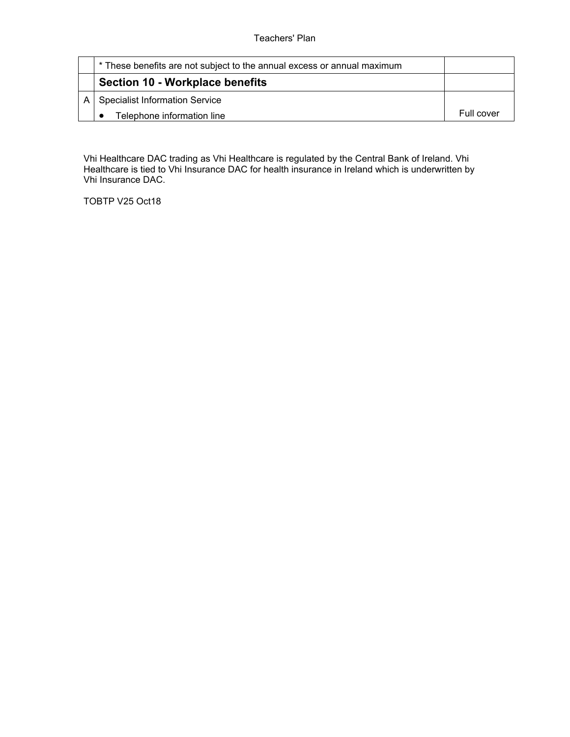| | | |
|---|---|---|
| | * These benefits are not subject to the annual excess or annual maximum | |
| | **Section 10 - Workplace benefits** | |
| A | Specialist Information Service<br>• Telephone information line | Full cover |

Vhi Healthcare DAC trading as Vhi Healthcare is regulated by the Central Bank of Ireland. Vhi Healthcare is tied to Vhi Insurance DAC for health insurance in Ireland which is underwritten by Vhi Insurance DAC.

TOBTP V25 Oct18